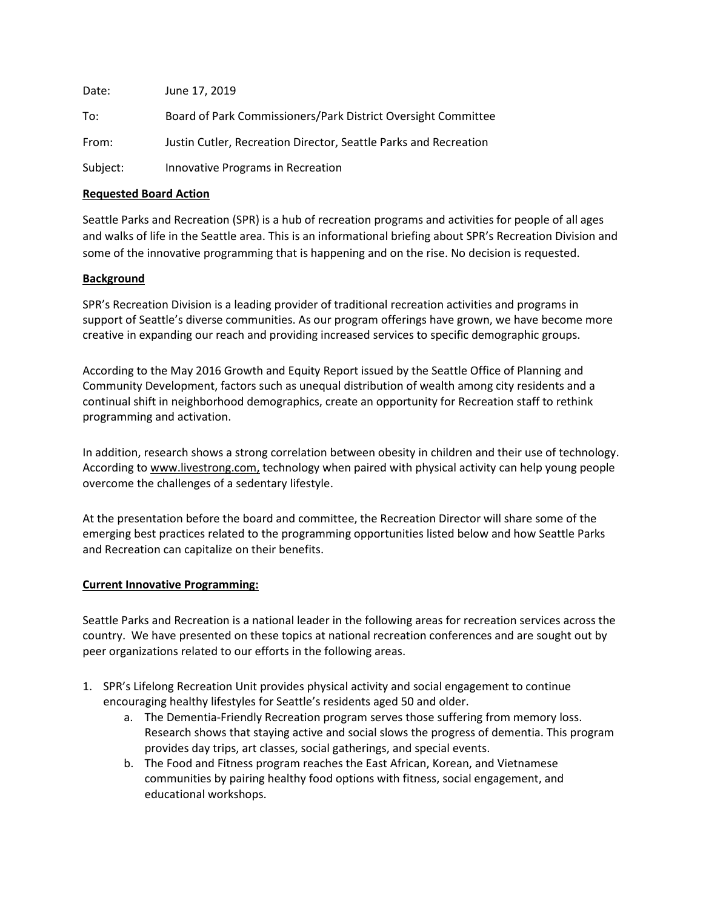Date: June 17, 2019

To: Board of Park Commissioners/Park District Oversight Committee

From: Justin Cutler, Recreation Director, Seattle Parks and Recreation

Subject: Innovative Programs in Recreation

**Requested Board Action**

Seattle Parks and Recreation (SPR) is a hub of recreation programs and activities for people of all ages and walks of life in the Seattle area. This is an informational briefing about SPR's Recreation Division and some of the innovative programming that is happening and on the rise. No decision is requested.

**Background**

SPR's Recreation Division is a leading provider of traditional recreation activities and programs in support of Seattle's diverse communities. As our program offerings have grown, we have become more creative in expanding our reach and providing increased services to specific demographic groups.

According to the May 2016 Growth and Equity Report issued by the Seattle Office of Planning and Community Development, factors such as unequal distribution of wealth among city residents and a continual shift in neighborhood demographics, create an opportunity for Recreation staff to rethink programming and activation.

In addition, research shows a strong correlation between obesity in children and their use of technology. According to www.livestrong.com, technology when paired with physical activity can help young people overcome the challenges of a sedentary lifestyle.

At the presentation before the board and committee, the Recreation Director will share some of the emerging best practices related to the programming opportunities listed below and how Seattle Parks and Recreation can capitalize on their benefits.

**Current Innovative Programming:**

Seattle Parks and Recreation is a national leader in the following areas for recreation services across the country. We have presented on these topics at national recreation conferences and are sought out by peer organizations related to our efforts in the following areas.

1. SPR's Lifelong Recreation Unit provides physical activity and social engagement to continue encouraging healthy lifestyles for Seattle's residents aged 50 and older.
   a. The Dementia-Friendly Recreation program serves those suffering from memory loss. Research shows that staying active and social slows the progress of dementia. This program provides day trips, art classes, social gatherings, and special events.
   b. The Food and Fitness program reaches the East African, Korean, and Vietnamese communities by pairing healthy food options with fitness, social engagement, and educational workshops.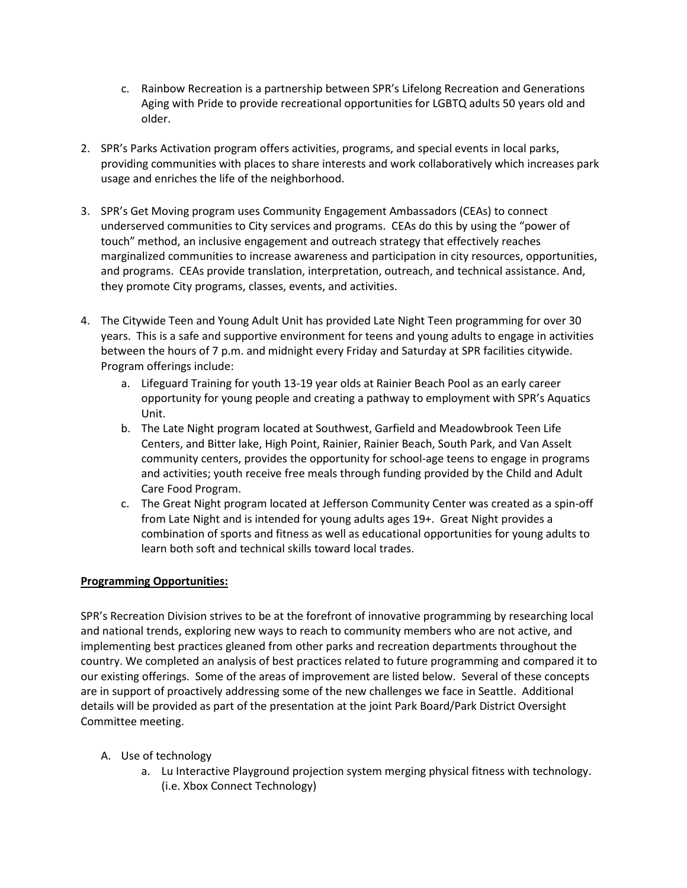c. Rainbow Recreation is a partnership between SPR's Lifelong Recreation and Generations Aging with Pride to provide recreational opportunities for LGBTQ adults 50 years old and older.

2. SPR's Parks Activation program offers activities, programs, and special events in local parks, providing communities with places to share interests and work collaboratively which increases park usage and enriches the life of the neighborhood.

3. SPR's Get Moving program uses Community Engagement Ambassadors (CEAs) to connect underserved communities to City services and programs. CEAs do this by using the "power of touch" method, an inclusive engagement and outreach strategy that effectively reaches marginalized communities to increase awareness and participation in city resources, opportunities, and programs. CEAs provide translation, interpretation, outreach, and technical assistance. And, they promote City programs, classes, events, and activities.

4. The Citywide Teen and Young Adult Unit has provided Late Night Teen programming for over 30 years. This is a safe and supportive environment for teens and young adults to engage in activities between the hours of 7 p.m. and midnight every Friday and Saturday at SPR facilities citywide. Program offerings include:
   a. Lifeguard Training for youth 13-19 year olds at Rainier Beach Pool as an early career opportunity for young people and creating a pathway to employment with SPR's Aquatics Unit.
   b. The Late Night program located at Southwest, Garfield and Meadowbrook Teen Life Centers, and Bitter lake, High Point, Rainier, Rainier Beach, South Park, and Van Asselt community centers, provides the opportunity for school-age teens to engage in programs and activities; youth receive free meals through funding provided by the Child and Adult Care Food Program.
   c. The Great Night program located at Jefferson Community Center was created as a spin-off from Late Night and is intended for young adults ages 19+. Great Night provides a combination of sports and fitness as well as educational opportunities for young adults to learn both soft and technical skills toward local trades.

**Programming Opportunities:**

SPR's Recreation Division strives to be at the forefront of innovative programming by researching local and national trends, exploring new ways to reach to community members who are not active, and implementing best practices gleaned from other parks and recreation departments throughout the country. We completed an analysis of best practices related to future programming and compared it to our existing offerings. Some of the areas of improvement are listed below. Several of these concepts are in support of proactively addressing some of the new challenges we face in Seattle. Additional details will be provided as part of the presentation at the joint Park Board/Park District Oversight Committee meeting.

A. Use of technology
   a. Lu Interactive Playground projection system merging physical fitness with technology. (i.e. Xbox Connect Technology)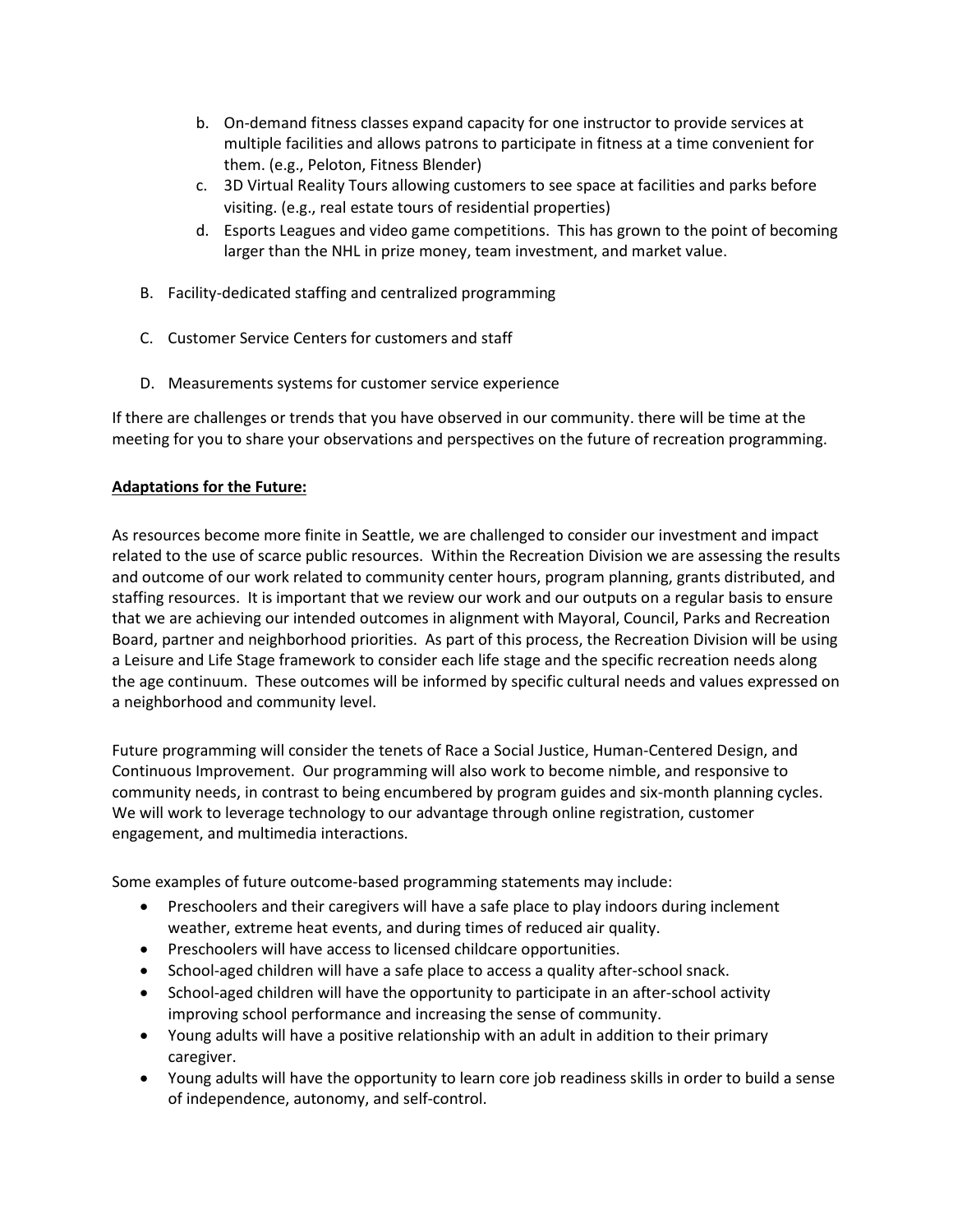b. On-demand fitness classes expand capacity for one instructor to provide services at multiple facilities and allows patrons to participate in fitness at a time convenient for them. (e.g., Peloton, Fitness Blender)
   c. 3D Virtual Reality Tours allowing customers to see space at facilities and parks before visiting. (e.g., real estate tours of residential properties)
   d. Esports Leagues and video game competitions. This has grown to the point of becoming larger than the NHL in prize money, team investment, and market value.

B. Facility-dedicated staffing and centralized programming

C. Customer Service Centers for customers and staff

D. Measurements systems for customer service experience

If there are challenges or trends that you have observed in our community. there will be time at the meeting for you to share your observations and perspectives on the future of recreation programming.

**Adaptations for the Future:**

As resources become more finite in Seattle, we are challenged to consider our investment and impact related to the use of scarce public resources. Within the Recreation Division we are assessing the results and outcome of our work related to community center hours, program planning, grants distributed, and staffing resources. It is important that we review our work and our outputs on a regular basis to ensure that we are achieving our intended outcomes in alignment with Mayoral, Council, Parks and Recreation Board, partner and neighborhood priorities. As part of this process, the Recreation Division will be using a Leisure and Life Stage framework to consider each life stage and the specific recreation needs along the age continuum. These outcomes will be informed by specific cultural needs and values expressed on a neighborhood and community level.

Future programming will consider the tenets of Race a Social Justice, Human-Centered Design, and Continuous Improvement. Our programming will also work to become nimble, and responsive to community needs, in contrast to being encumbered by program guides and six-month planning cycles. We will work to leverage technology to our advantage through online registration, customer engagement, and multimedia interactions.

Some examples of future outcome-based programming statements may include:

- Preschoolers and their caregivers will have a safe place to play indoors during inclement weather, extreme heat events, and during times of reduced air quality.
- Preschoolers will have access to licensed childcare opportunities.
- School-aged children will have a safe place to access a quality after-school snack.
- School-aged children will have the opportunity to participate in an after-school activity improving school performance and increasing the sense of community.
- Young adults will have a positive relationship with an adult in addition to their primary caregiver.
- Young adults will have the opportunity to learn core job readiness skills in order to build a sense of independence, autonomy, and self-control.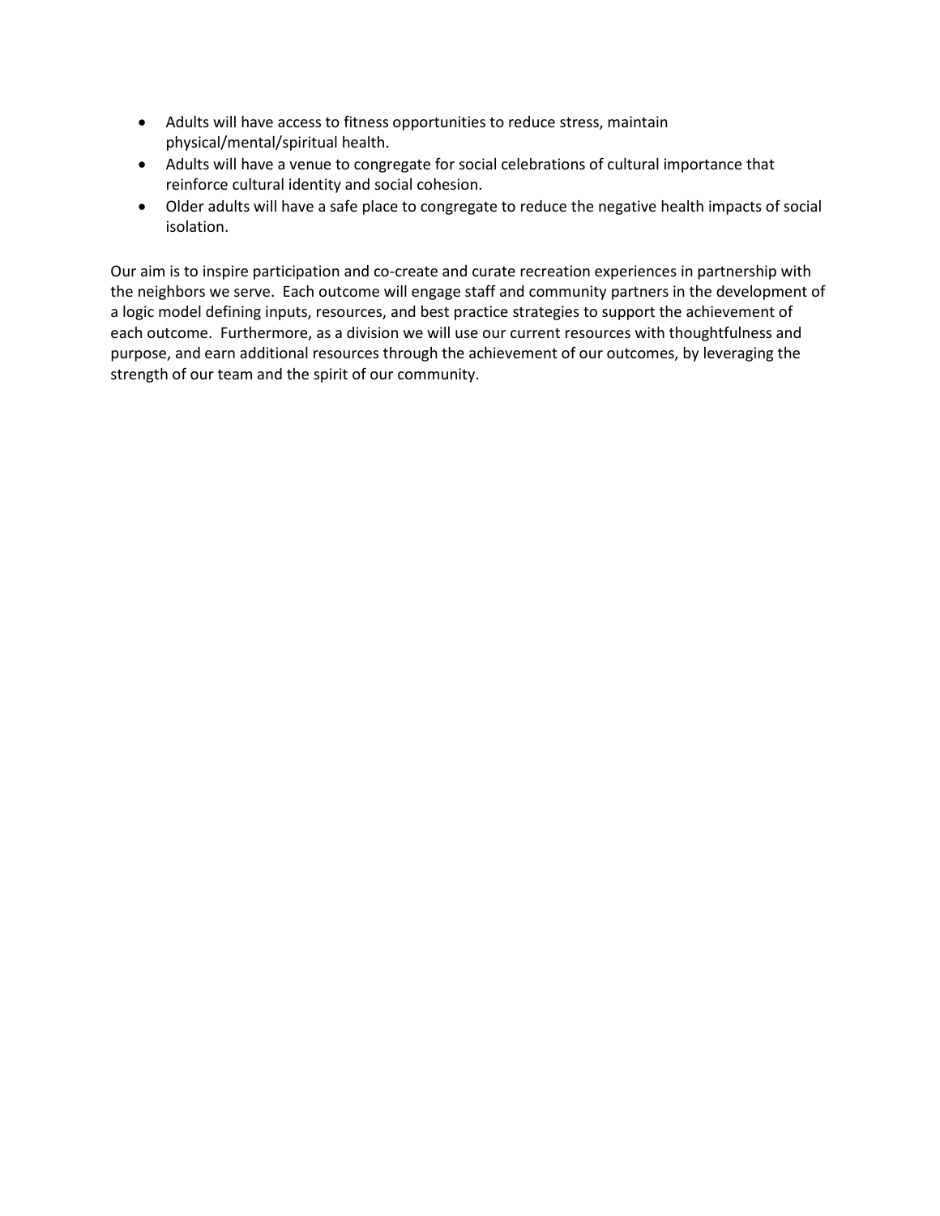- Adults will have access to fitness opportunities to reduce stress, maintain physical/mental/spiritual health.
- Adults will have a venue to congregate for social celebrations of cultural importance that reinforce cultural identity and social cohesion.
- Older adults will have a safe place to congregate to reduce the negative health impacts of social isolation.

Our aim is to inspire participation and co-create and curate recreation experiences in partnership with the neighbors we serve. Each outcome will engage staff and community partners in the development of a logic model defining inputs, resources, and best practice strategies to support the achievement of each outcome. Furthermore, as a division we will use our current resources with thoughtfulness and purpose, and earn additional resources through the achievement of our outcomes, by leveraging the strength of our team and the spirit of our community.